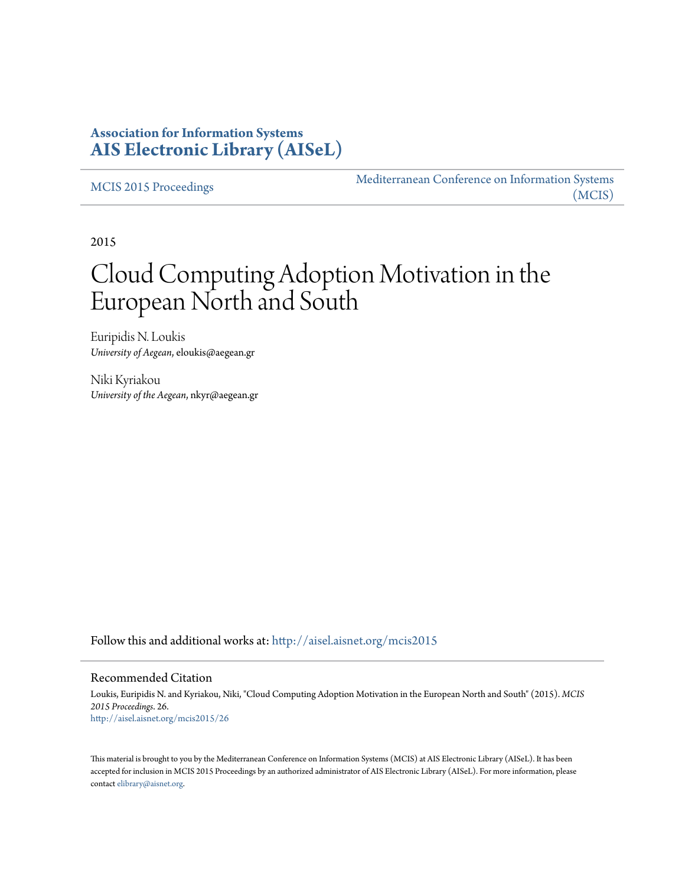**Association for Information Systems**
**AIS Electronic Library (AISeL)**

MCIS 2015 Proceedings

Mediterranean Conference on Information Systems (MCIS)

2015

# Cloud Computing Adoption Motivation in the European North and South

Euripidis N. Loukis
*University of Aegean*, eloukis@aegean.gr

Niki Kyriakou
*University of the Aegean*, nkyr@aegean.gr

Follow this and additional works at: http://aisel.aisnet.org/mcis2015

## Recommended Citation

Loukis, Euripidis N. and Kyriakou, Niki, "Cloud Computing Adoption Motivation in the European North and South" (2015). *MCIS 2015 Proceedings*. 26.
http://aisel.aisnet.org/mcis2015/26

This material is brought to you by the Mediterranean Conference on Information Systems (MCIS) at AIS Electronic Library (AISeL). It has been accepted for inclusion in MCIS 2015 Proceedings by an authorized administrator of AIS Electronic Library (AISeL). For more information, please contact elibrary@aisnet.org.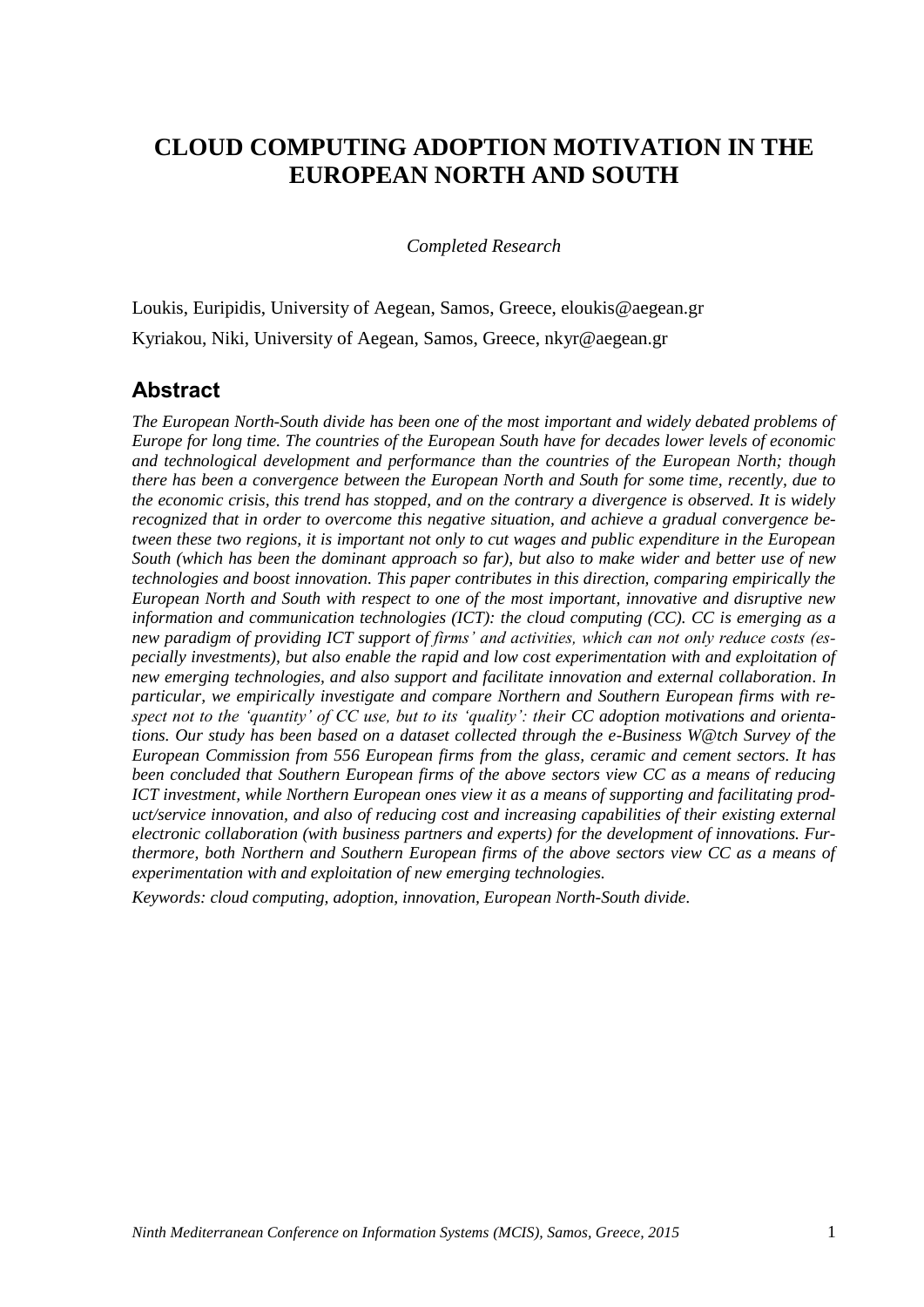# CLOUD COMPUTING ADOPTION MOTIVATION IN THE EUROPEAN NORTH AND SOUTH

*Completed Research*

Loukis, Euripidis, University of Aegean, Samos, Greece, eloukis@aegean.gr

Kyriakou, Niki, University of Aegean, Samos, Greece, nkyr@aegean.gr

## Abstract

*The European North-South divide has been one of the most important and widely debated problems of Europe for long time. The countries of the European South have for decades lower levels of economic and technological development and performance than the countries of the European North; though there has been a convergence between the European North and South for some time, recently, due to the economic crisis, this trend has stopped, and on the contrary a divergence is observed. It is widely recognized that in order to overcome this negative situation, and achieve a gradual convergence between these two regions, it is important not only to cut wages and public expenditure in the European South (which has been the dominant approach so far), but also to make wider and better use of new technologies and boost innovation. This paper contributes in this direction, comparing empirically the European North and South with respect to one of the most important, innovative and disruptive new information and communication technologies (ICT): the cloud computing (CC). CC is emerging as a new paradigm of providing ICT support of firms' and activities, which can not only reduce costs (especially investments), but also enable the rapid and low cost experimentation with and exploitation of new emerging technologies, and also support and facilitate innovation and external collaboration. In particular, we empirically investigate and compare Northern and Southern European firms with respect not to the 'quantity' of CC use, but to its 'quality': their CC adoption motivations and orientations. Our study has been based on a dataset collected through the e-Business W@tch Survey of the European Commission from 556 European firms from the glass, ceramic and cement sectors. It has been concluded that Southern European firms of the above sectors view CC as a means of reducing ICT investment, while Northern European ones view it as a means of supporting and facilitating product/service innovation, and also of reducing cost and increasing capabilities of their existing external electronic collaboration (with business partners and experts) for the development of innovations. Furthermore, both Northern and Southern European firms of the above sectors view CC as a means of experimentation with and exploitation of new emerging technologies.*

*Keywords: cloud computing, adoption, innovation, European North-South divide.*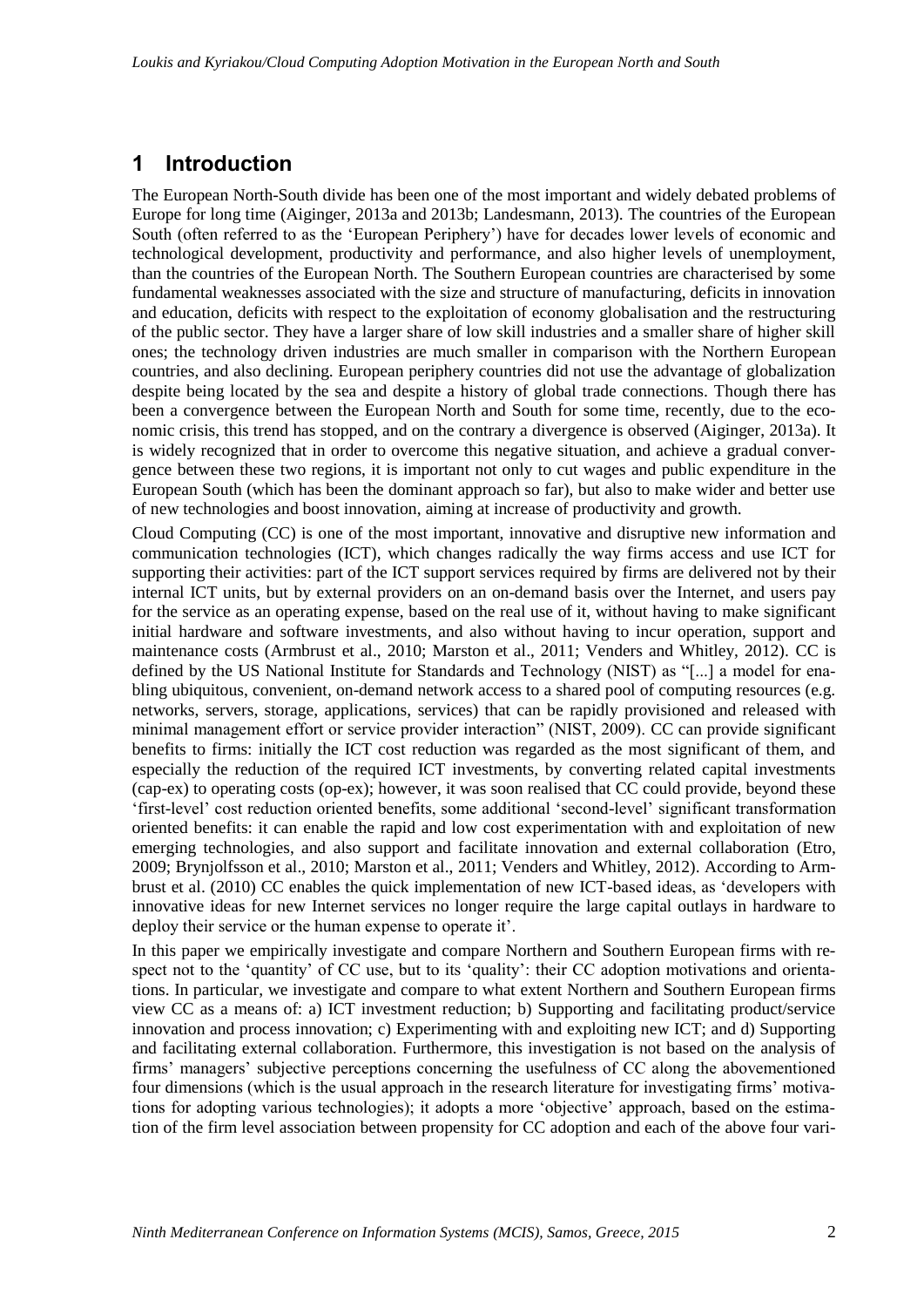# 1 Introduction

The European North-South divide has been one of the most important and widely debated problems of Europe for long time (Aiginger, 2013a and 2013b; Landesmann, 2013). The countries of the European South (often referred to as the 'European Periphery') have for decades lower levels of economic and technological development, productivity and performance, and also higher levels of unemployment, than the countries of the European North. The Southern European countries are characterised by some fundamental weaknesses associated with the size and structure of manufacturing, deficits in innovation and education, deficits with respect to the exploitation of economy globalisation and the restructuring of the public sector. They have a larger share of low skill industries and a smaller share of higher skill ones; the technology driven industries are much smaller in comparison with the Northern European countries, and also declining. European periphery countries did not use the advantage of globalization despite being located by the sea and despite a history of global trade connections. Though there has been a convergence between the European North and South for some time, recently, due to the economic crisis, this trend has stopped, and on the contrary a divergence is observed (Aiginger, 2013a). It is widely recognized that in order to overcome this negative situation, and achieve a gradual convergence between these two regions, it is important not only to cut wages and public expenditure in the European South (which has been the dominant approach so far), but also to make wider and better use of new technologies and boost innovation, aiming at increase of productivity and growth.

Cloud Computing (CC) is one of the most important, innovative and disruptive new information and communication technologies (ICT), which changes radically the way firms access and use ICT for supporting their activities: part of the ICT support services required by firms are delivered not by their internal ICT units, but by external providers on an on-demand basis over the Internet, and users pay for the service as an operating expense, based on the real use of it, without having to make significant initial hardware and software investments, and also without having to incur operation, support and maintenance costs (Armbrust et al., 2010; Marston et al., 2011; Venders and Whitley, 2012). CC is defined by the US National Institute for Standards and Technology (NIST) as "[...] a model for enabling ubiquitous, convenient, on-demand network access to a shared pool of computing resources (e.g. networks, servers, storage, applications, services) that can be rapidly provisioned and released with minimal management effort or service provider interaction" (NIST, 2009). CC can provide significant benefits to firms: initially the ICT cost reduction was regarded as the most significant of them, and especially the reduction of the required ICT investments, by converting related capital investments (cap-ex) to operating costs (op-ex); however, it was soon realised that CC could provide, beyond these 'first-level' cost reduction oriented benefits, some additional 'second-level' significant transformation oriented benefits: it can enable the rapid and low cost experimentation with and exploitation of new emerging technologies, and also support and facilitate innovation and external collaboration (Etro, 2009; Brynjolfsson et al., 2010; Marston et al., 2011; Venders and Whitley, 2012). According to Armbrust et al. (2010) CC enables the quick implementation of new ICT-based ideas, as 'developers with innovative ideas for new Internet services no longer require the large capital outlays in hardware to deploy their service or the human expense to operate it'.

In this paper we empirically investigate and compare Northern and Southern European firms with respect not to the 'quantity' of CC use, but to its 'quality': their CC adoption motivations and orientations. In particular, we investigate and compare to what extent Northern and Southern European firms view CC as a means of: a) ICT investment reduction; b) Supporting and facilitating product/service innovation and process innovation; c) Experimenting with and exploiting new ICT; and d) Supporting and facilitating external collaboration. Furthermore, this investigation is not based on the analysis of firms' managers' subjective perceptions concerning the usefulness of CC along the abovementioned four dimensions (which is the usual approach in the research literature for investigating firms' motivations for adopting various technologies); it adopts a more 'objective' approach, based on the estimation of the firm level association between propensity for CC adoption and each of the above four vari-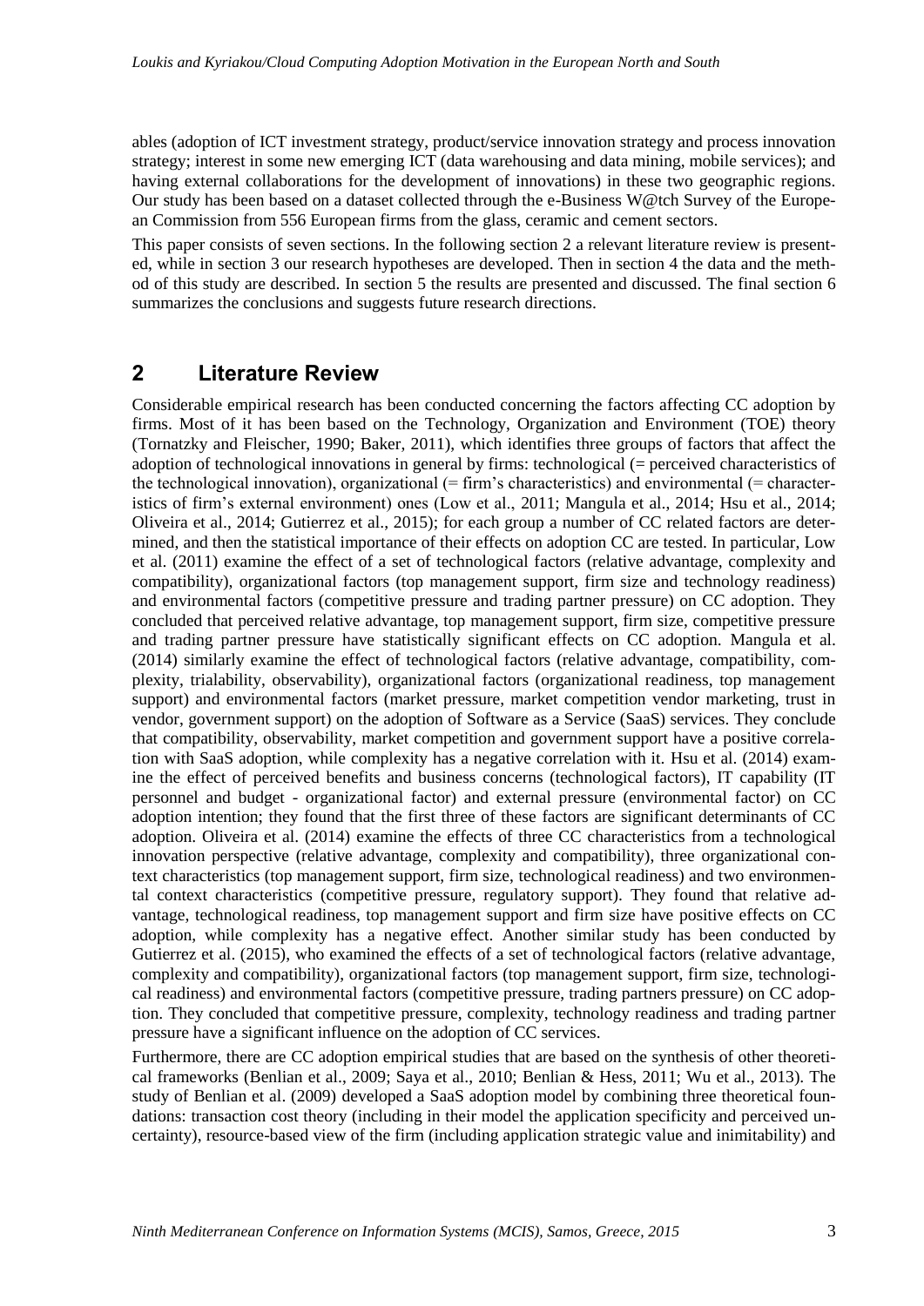ables (adoption of ICT investment strategy, product/service innovation strategy and process innovation strategy; interest in some new emerging ICT (data warehousing and data mining, mobile services); and having external collaborations for the development of innovations) in these two geographic regions. Our study has been based on a dataset collected through the e-Business W@tch Survey of the European Commission from 556 European firms from the glass, ceramic and cement sectors.

This paper consists of seven sections. In the following section 2 a relevant literature review is presented, while in section 3 our research hypotheses are developed. Then in section 4 the data and the method of this study are described. In section 5 the results are presented and discussed. The final section 6 summarizes the conclusions and suggests future research directions.

## 2 Literature Review

Considerable empirical research has been conducted concerning the factors affecting CC adoption by firms. Most of it has been based on the Technology, Organization and Environment (TOE) theory (Tornatzky and Fleischer, 1990; Baker, 2011), which identifies three groups of factors that affect the adoption of technological innovations in general by firms: technological (= perceived characteristics of the technological innovation), organizational (= firm's characteristics) and environmental (= characteristics of firm's external environment) ones (Low et al., 2011; Mangula et al., 2014; Hsu et al., 2014; Oliveira et al., 2014; Gutierrez et al., 2015); for each group a number of CC related factors are determined, and then the statistical importance of their effects on adoption CC are tested. In particular, Low et al. (2011) examine the effect of a set of technological factors (relative advantage, complexity and compatibility), organizational factors (top management support, firm size and technology readiness) and environmental factors (competitive pressure and trading partner pressure) on CC adoption. They concluded that perceived relative advantage, top management support, firm size, competitive pressure and trading partner pressure have statistically significant effects on CC adoption. Mangula et al. (2014) similarly examine the effect of technological factors (relative advantage, compatibility, complexity, trialability, observability), organizational factors (organizational readiness, top management support) and environmental factors (market pressure, market competition vendor marketing, trust in vendor, government support) on the adoption of Software as a Service (SaaS) services. They conclude that compatibility, observability, market competition and government support have a positive correlation with SaaS adoption, while complexity has a negative correlation with it. Hsu et al. (2014) examine the effect of perceived benefits and business concerns (technological factors), IT capability (IT personnel and budget - organizational factor) and external pressure (environmental factor) on CC adoption intention; they found that the first three of these factors are significant determinants of CC adoption. Oliveira et al. (2014) examine the effects of three CC characteristics from a technological innovation perspective (relative advantage, complexity and compatibility), three organizational context characteristics (top management support, firm size, technological readiness) and two environmental context characteristics (competitive pressure, regulatory support). They found that relative advantage, technological readiness, top management support and firm size have positive effects on CC adoption, while complexity has a negative effect. Another similar study has been conducted by Gutierrez et al. (2015), who examined the effects of a set of technological factors (relative advantage, complexity and compatibility), organizational factors (top management support, firm size, technological readiness) and environmental factors (competitive pressure, trading partners pressure) on CC adoption. They concluded that competitive pressure, complexity, technology readiness and trading partner pressure have a significant influence on the adoption of CC services.

Furthermore, there are CC adoption empirical studies that are based on the synthesis of other theoretical frameworks (Benlian et al., 2009; Saya et al., 2010; Benlian & Hess, 2011; Wu et al., 2013). The study of Benlian et al. (2009) developed a SaaS adoption model by combining three theoretical foundations: transaction cost theory (including in their model the application specificity and perceived uncertainty), resource-based view of the firm (including application strategic value and inimitability) and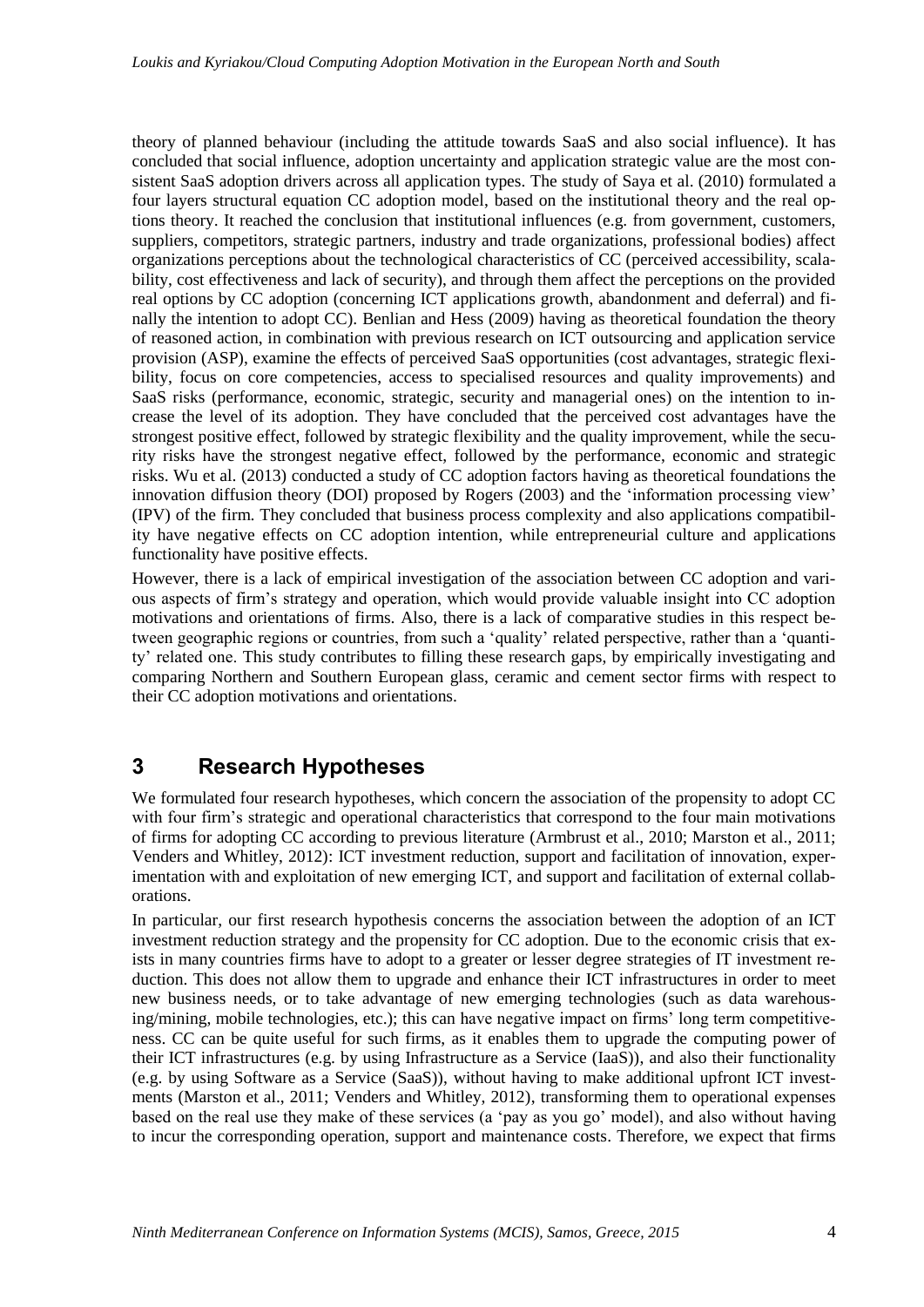theory of planned behaviour (including the attitude towards SaaS and also social influence). It has concluded that social influence, adoption uncertainty and application strategic value are the most consistent SaaS adoption drivers across all application types. The study of Saya et al. (2010) formulated a four layers structural equation CC adoption model, based on the institutional theory and the real options theory. It reached the conclusion that institutional influences (e.g. from government, customers, suppliers, competitors, strategic partners, industry and trade organizations, professional bodies) affect organizations perceptions about the technological characteristics of CC (perceived accessibility, scalability, cost effectiveness and lack of security), and through them affect the perceptions on the provided real options by CC adoption (concerning ICT applications growth, abandonment and deferral) and finally the intention to adopt CC). Benlian and Hess (2009) having as theoretical foundation the theory of reasoned action, in combination with previous research on ICT outsourcing and application service provision (ASP), examine the effects of perceived SaaS opportunities (cost advantages, strategic flexibility, focus on core competencies, access to specialised resources and quality improvements) and SaaS risks (performance, economic, strategic, security and managerial ones) on the intention to increase the level of its adoption. They have concluded that the perceived cost advantages have the strongest positive effect, followed by strategic flexibility and the quality improvement, while the security risks have the strongest negative effect, followed by the performance, economic and strategic risks. Wu et al. (2013) conducted a study of CC adoption factors having as theoretical foundations the innovation diffusion theory (DOI) proposed by Rogers (2003) and the 'information processing view' (IPV) of the firm. They concluded that business process complexity and also applications compatibility have negative effects on CC adoption intention, while entrepreneurial culture and applications functionality have positive effects.

However, there is a lack of empirical investigation of the association between CC adoption and various aspects of firm's strategy and operation, which would provide valuable insight into CC adoption motivations and orientations of firms. Also, there is a lack of comparative studies in this respect between geographic regions or countries, from such a 'quality' related perspective, rather than a 'quantity' related one. This study contributes to filling these research gaps, by empirically investigating and comparing Northern and Southern European glass, ceramic and cement sector firms with respect to their CC adoption motivations and orientations.

# 3 Research Hypotheses

We formulated four research hypotheses, which concern the association of the propensity to adopt CC with four firm's strategic and operational characteristics that correspond to the four main motivations of firms for adopting CC according to previous literature (Armbrust et al., 2010; Marston et al., 2011; Venders and Whitley, 2012): ICT investment reduction, support and facilitation of innovation, experimentation with and exploitation of new emerging ICT, and support and facilitation of external collaborations.

In particular, our first research hypothesis concerns the association between the adoption of an ICT investment reduction strategy and the propensity for CC adoption. Due to the economic crisis that exists in many countries firms have to adopt to a greater or lesser degree strategies of IT investment reduction. This does not allow them to upgrade and enhance their ICT infrastructures in order to meet new business needs, or to take advantage of new emerging technologies (such as data warehousing/mining, mobile technologies, etc.); this can have negative impact on firms' long term competitiveness. CC can be quite useful for such firms, as it enables them to upgrade the computing power of their ICT infrastructures (e.g. by using Infrastructure as a Service (IaaS)), and also their functionality (e.g. by using Software as a Service (SaaS)), without having to make additional upfront ICT investments (Marston et al., 2011; Venders and Whitley, 2012), transforming them to operational expenses based on the real use they make of these services (a 'pay as you go' model), and also without having to incur the corresponding operation, support and maintenance costs. Therefore, we expect that firms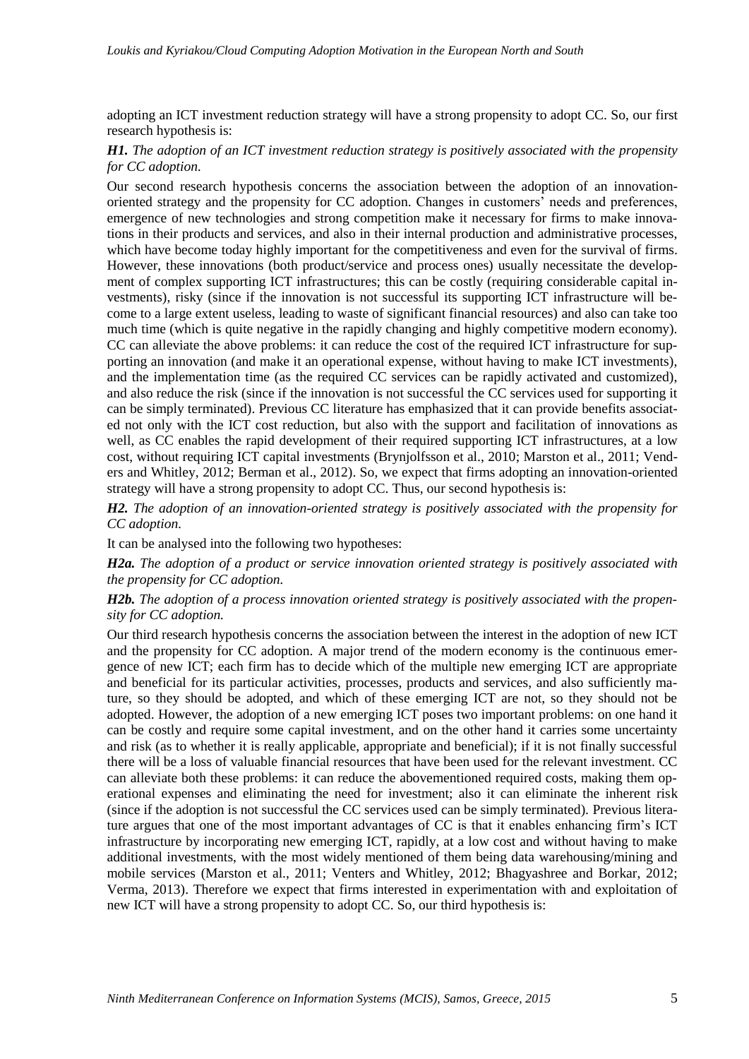adopting an ICT investment reduction strategy will have a strong propensity to adopt CC. So, our first research hypothesis is:

***H1.*** *The adoption of an ICT investment reduction strategy is positively associated with the propensity for CC adoption.*

Our second research hypothesis concerns the association between the adoption of an innovation-oriented strategy and the propensity for CC adoption. Changes in customers' needs and preferences, emergence of new technologies and strong competition make it necessary for firms to make innovations in their products and services, and also in their internal production and administrative processes, which have become today highly important for the competitiveness and even for the survival of firms. However, these innovations (both product/service and process ones) usually necessitate the development of complex supporting ICT infrastructures; this can be costly (requiring considerable capital investments), risky (since if the innovation is not successful its supporting ICT infrastructure will become to a large extent useless, leading to waste of significant financial resources) and also can take too much time (which is quite negative in the rapidly changing and highly competitive modern economy). CC can alleviate the above problems: it can reduce the cost of the required ICT infrastructure for supporting an innovation (and make it an operational expense, without having to make ICT investments), and the implementation time (as the required CC services can be rapidly activated and customized), and also reduce the risk (since if the innovation is not successful the CC services used for supporting it can be simply terminated). Previous CC literature has emphasized that it can provide benefits associated not only with the ICT cost reduction, but also with the support and facilitation of innovations as well, as CC enables the rapid development of their required supporting ICT infrastructures, at a low cost, without requiring ICT capital investments (Brynjolfsson et al., 2010; Marston et al., 2011; Venders and Whitley, 2012; Berman et al., 2012). So, we expect that firms adopting an innovation-oriented strategy will have a strong propensity to adopt CC. Thus, our second hypothesis is:

***H2.*** *The adoption of an innovation-oriented strategy is positively associated with the propensity for CC adoption.*

It can be analysed into the following two hypotheses:

***H2a.*** *The adoption of a product or service innovation oriented strategy is positively associated with the propensity for CC adoption.*

***H2b.*** *The adoption of a process innovation oriented strategy is positively associated with the propensity for CC adoption.*

Our third research hypothesis concerns the association between the interest in the adoption of new ICT and the propensity for CC adoption. A major trend of the modern economy is the continuous emergence of new ICT; each firm has to decide which of the multiple new emerging ICT are appropriate and beneficial for its particular activities, processes, products and services, and also sufficiently mature, so they should be adopted, and which of these emerging ICT are not, so they should not be adopted. However, the adoption of a new emerging ICT poses two important problems: on one hand it can be costly and require some capital investment, and on the other hand it carries some uncertainty and risk (as to whether it is really applicable, appropriate and beneficial); if it is not finally successful there will be a loss of valuable financial resources that have been used for the relevant investment. CC can alleviate both these problems: it can reduce the abovementioned required costs, making them operational expenses and eliminating the need for investment; also it can eliminate the inherent risk (since if the adoption is not successful the CC services used can be simply terminated). Previous literature argues that one of the most important advantages of CC is that it enables enhancing firm's ICT infrastructure by incorporating new emerging ICT, rapidly, at a low cost and without having to make additional investments, with the most widely mentioned of them being data warehousing/mining and mobile services (Marston et al., 2011; Venters and Whitley, 2012; Bhagyashree and Borkar, 2012; Verma, 2013). Therefore we expect that firms interested in experimentation with and exploitation of new ICT will have a strong propensity to adopt CC. So, our third hypothesis is: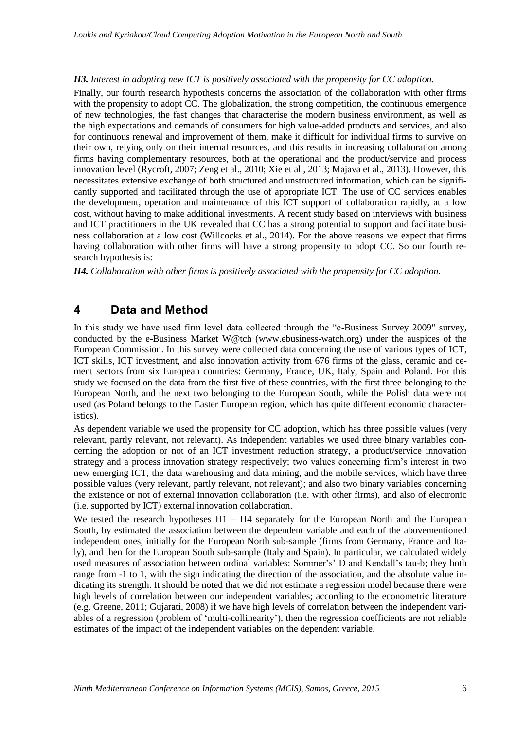*H3. Interest in adopting new ICT is positively associated with the propensity for CC adoption.*

Finally, our fourth research hypothesis concerns the association of the collaboration with other firms with the propensity to adopt CC. The globalization, the strong competition, the continuous emergence of new technologies, the fast changes that characterise the modern business environment, as well as the high expectations and demands of consumers for high value-added products and services, and also for continuous renewal and improvement of them, make it difficult for individual firms to survive on their own, relying only on their internal resources, and this results in increasing collaboration among firms having complementary resources, both at the operational and the product/service and process innovation level (Rycroft, 2007; Zeng et al., 2010; Xie et al., 2013; Majava et al., 2013). However, this necessitates extensive exchange of both structured and unstructured information, which can be significantly supported and facilitated through the use of appropriate ICT. The use of CC services enables the development, operation and maintenance of this ICT support of collaboration rapidly, at a low cost, without having to make additional investments. A recent study based on interviews with business and ICT practitioners in the UK revealed that CC has a strong potential to support and facilitate business collaboration at a low cost (Willcocks et al., 2014). For the above reasons we expect that firms having collaboration with other firms will have a strong propensity to adopt CC. So our fourth research hypothesis is:

***H4.*** *Collaboration with other firms is positively associated with the propensity for CC adoption.*

# 4 Data and Method

In this study we have used firm level data collected through the "e-Business Survey 2009" survey, conducted by the e-Business Market W@tch (www.ebusiness-watch.org) under the auspices of the European Commission. In this survey were collected data concerning the use of various types of ICT, ICT skills, ICT investment, and also innovation activity from 676 firms of the glass, ceramic and cement sectors from six European countries: Germany, France, UK, Italy, Spain and Poland. For this study we focused on the data from the first five of these countries, with the first three belonging to the European North, and the next two belonging to the European South, while the Polish data were not used (as Poland belongs to the Easter European region, which has quite different economic characteristics).

As dependent variable we used the propensity for CC adoption, which has three possible values (very relevant, partly relevant, not relevant). As independent variables we used three binary variables concerning the adoption or not of an ICT investment reduction strategy, a product/service innovation strategy and a process innovation strategy respectively; two values concerning firm's interest in two new emerging ICT, the data warehousing and data mining, and the mobile services, which have three possible values (very relevant, partly relevant, not relevant); and also two binary variables concerning the existence or not of external innovation collaboration (i.e. with other firms), and also of electronic (i.e. supported by ICT) external innovation collaboration.

We tested the research hypotheses H1 – H4 separately for the European North and the European South, by estimated the association between the dependent variable and each of the abovementioned independent ones, initially for the European North sub-sample (firms from Germany, France and Italy), and then for the European South sub-sample (Italy and Spain). In particular, we calculated widely used measures of association between ordinal variables: Sommer's' D and Kendall's tau-b; they both range from -1 to 1, with the sign indicating the direction of the association, and the absolute value indicating its strength. It should be noted that we did not estimate a regression model because there were high levels of correlation between our independent variables; according to the econometric literature (e.g. Greene, 2011; Gujarati, 2008) if we have high levels of correlation between the independent variables of a regression (problem of 'multi-collinearity'), then the regression coefficients are not reliable estimates of the impact of the independent variables on the dependent variable.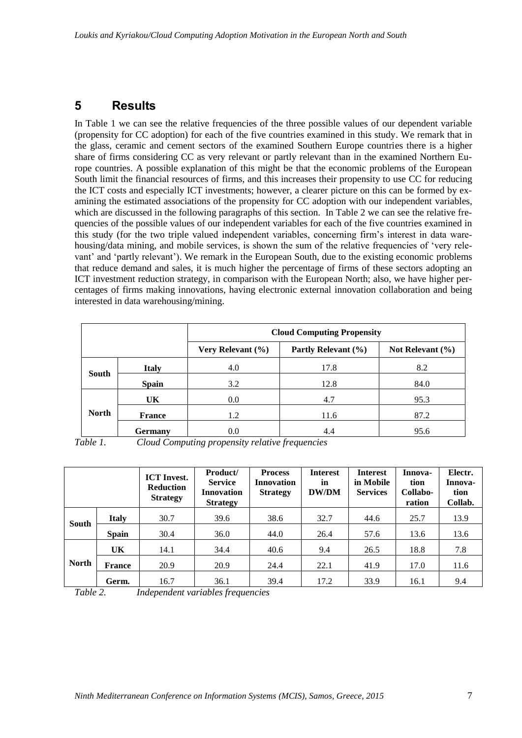# 5 Results

In Table 1 we can see the relative frequencies of the three possible values of our dependent variable (propensity for CC adoption) for each of the five countries examined in this study. We remark that in the glass, ceramic and cement sectors of the examined Southern Europe countries there is a higher share of firms considering CC as very relevant or partly relevant than in the examined Northern Europe countries. A possible explanation of this might be that the economic problems of the European South limit the financial resources of firms, and this increases their propensity to use CC for reducing the ICT costs and especially ICT investments; however, a clearer picture on this can be formed by examining the estimated associations of the propensity for CC adoption with our independent variables, which are discussed in the following paragraphs of this section. In Table 2 we can see the relative frequencies of the possible values of our independent variables for each of the five countries examined in this study (for the two triple valued independent variables, concerning firm's interest in data warehousing/data mining, and mobile services, is shown the sum of the relative frequencies of 'very relevant' and 'partly relevant'). We remark in the European South, due to the existing economic problems that reduce demand and sales, it is much higher the percentage of firms of these sectors adopting an ICT investment reduction strategy, in comparison with the European North; also, we have higher percentages of firms making innovations, having electronic external innovation collaboration and being interested in data warehousing/mining.

| | | Cloud Computing Propensity | | |
|---|---|---|---|---|
| | | **Very Relevant (%)** | **Partly Relevant (%)** | **Not Relevant (%)** |
| **South** | **Italy** | 4.0 | 17.8 | 8.2 |
| | **Spain** | 3.2 | 12.8 | 84.0 |
| **North** | **UK** | 0.0 | 4.7 | 95.3 |
| | **France** | 1.2 | 11.6 | 87.2 |
| | **Germany** | 0.0 | 4.4 | 95.6 |

*Table 1. Cloud Computing propensity relative frequencies*

| | | ICT Invest. Reduction Strategy | Product/ Service Innovation Strategy | Process Innovation Strategy | Interest in DW/DM | Interest in Mobile Services | Innovation Collaboration | Electr. Innovation Collab. |
|---|---|---|---|---|---|---|---|---|
| **South** | **Italy** | 30.7 | 39.6 | 38.6 | 32.7 | 44.6 | 25.7 | 13.9 |
| | **Spain** | 30.4 | 36.0 | 44.0 | 26.4 | 57.6 | 13.6 | 13.6 |
| **North** | **UK** | 14.1 | 34.4 | 40.6 | 9.4 | 26.5 | 18.8 | 7.8 |
| | **France** | 20.9 | 20.9 | 24.4 | 22.1 | 41.9 | 17.0 | 11.6 |
| | **Germ.** | 16.7 | 36.1 | 39.4 | 17.2 | 33.9 | 16.1 | 9.4 |

*Table 2. Independent variables frequencies*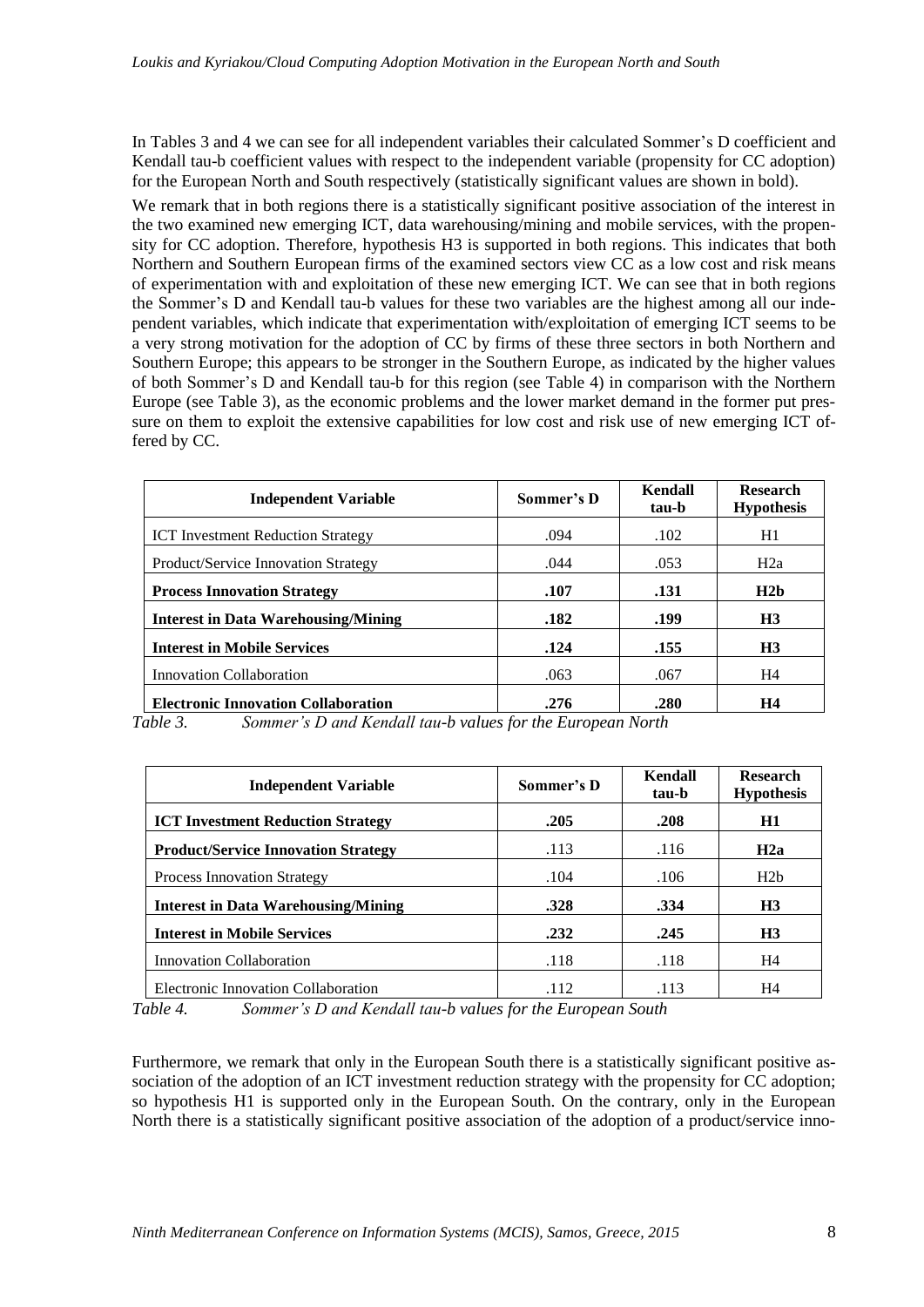In Tables 3 and 4 we can see for all independent variables their calculated Sommer's D coefficient and Kendall tau-b coefficient values with respect to the independent variable (propensity for CC adoption) for the European North and South respectively (statistically significant values are shown in bold).

We remark that in both regions there is a statistically significant positive association of the interest in the two examined new emerging ICT, data warehousing/mining and mobile services, with the propensity for CC adoption. Therefore, hypothesis H3 is supported in both regions. This indicates that both Northern and Southern European firms of the examined sectors view CC as a low cost and risk means of experimentation with and exploitation of these new emerging ICT. We can see that in both regions the Sommer's D and Kendall tau-b values for these two variables are the highest among all our independent variables, which indicate that experimentation with/exploitation of emerging ICT seems to be a very strong motivation for the adoption of CC by firms of these three sectors in both Northern and Southern Europe; this appears to be stronger in the Southern Europe, as indicated by the higher values of both Sommer's D and Kendall tau-b for this region (see Table 4) in comparison with the Northern Europe (see Table 3), as the economic problems and the lower market demand in the former put pressure on them to exploit the extensive capabilities for low cost and risk use of new emerging ICT offered by CC.

| Independent Variable | Sommer's D | Kendall tau-b | Research Hypothesis |
|---|---|---|---|
| ICT Investment Reduction Strategy | .094 | .102 | H1 |
| Product/Service Innovation Strategy | .044 | .053 | H2a |
| **Process Innovation Strategy** | **.107** | **.131** | **H2b** |
| **Interest in Data Warehousing/Mining** | **.182** | **.199** | **H3** |
| **Interest in Mobile Services** | **.124** | **.155** | **H3** |
| Innovation Collaboration | .063 | .067 | H4 |
| **Electronic Innovation Collaboration** | **.276** | **.280** | **H4** |

*Table 3. Sommer's D and Kendall tau-b values for the European North*

| Independent Variable | Sommer's D | Kendall tau-b | Research Hypothesis |
|---|---|---|---|
| **ICT Investment Reduction Strategy** | **.205** | **.208** | **H1** |
| **Product/Service Innovation Strategy** | .113 | .116 | **H2a** |
| Process Innovation Strategy | .104 | .106 | H2b |
| **Interest in Data Warehousing/Mining** | **.328** | **.334** | **H3** |
| **Interest in Mobile Services** | **.232** | **.245** | **H3** |
| Innovation Collaboration | .118 | .118 | H4 |
| Electronic Innovation Collaboration | .112 | .113 | H4 |

*Table 4. Sommer's D and Kendall tau-b values for the European South*

Furthermore, we remark that only in the European South there is a statistically significant positive association of the adoption of an ICT investment reduction strategy with the propensity for CC adoption; so hypothesis H1 is supported only in the European South. On the contrary, only in the European North there is a statistically significant positive association of the adoption of a product/service inno-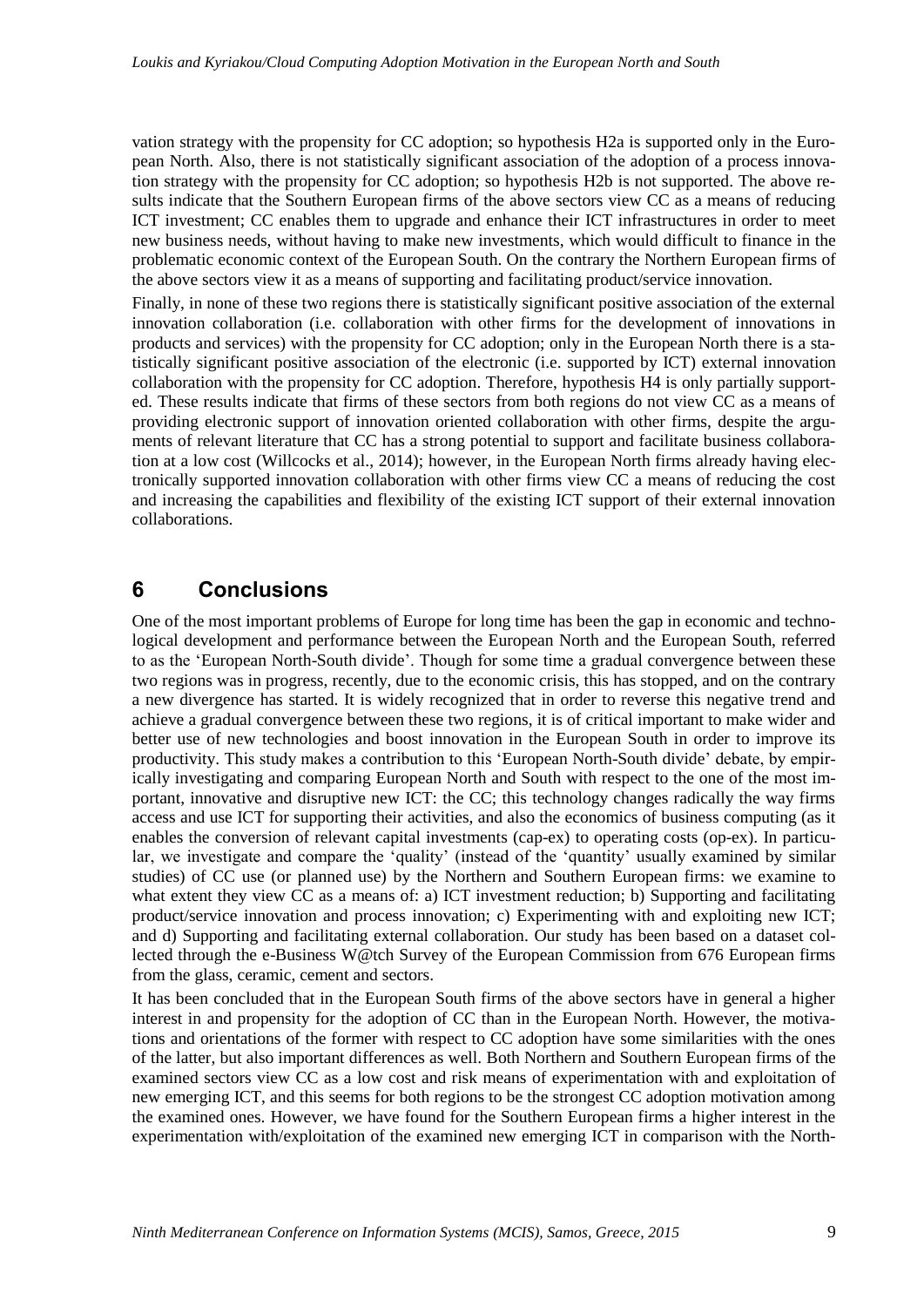vation strategy with the propensity for CC adoption; so hypothesis H2a is supported only in the European North. Also, there is not statistically significant association of the adoption of a process innovation strategy with the propensity for CC adoption; so hypothesis H2b is not supported. The above results indicate that the Southern European firms of the above sectors view CC as a means of reducing ICT investment; CC enables them to upgrade and enhance their ICT infrastructures in order to meet new business needs, without having to make new investments, which would difficult to finance in the problematic economic context of the European South. On the contrary the Northern European firms of the above sectors view it as a means of supporting and facilitating product/service innovation.

Finally, in none of these two regions there is statistically significant positive association of the external innovation collaboration (i.e. collaboration with other firms for the development of innovations in products and services) with the propensity for CC adoption; only in the European North there is a statistically significant positive association of the electronic (i.e. supported by ICT) external innovation collaboration with the propensity for CC adoption. Therefore, hypothesis H4 is only partially supported. These results indicate that firms of these sectors from both regions do not view CC as a means of providing electronic support of innovation oriented collaboration with other firms, despite the arguments of relevant literature that CC has a strong potential to support and facilitate business collaboration at a low cost (Willcocks et al., 2014); however, in the European North firms already having electronically supported innovation collaboration with other firms view CC a means of reducing the cost and increasing the capabilities and flexibility of the existing ICT support of their external innovation collaborations.

# 6 Conclusions

One of the most important problems of Europe for long time has been the gap in economic and technological development and performance between the European North and the European South, referred to as the 'European North-South divide'. Though for some time a gradual convergence between these two regions was in progress, recently, due to the economic crisis, this has stopped, and on the contrary a new divergence has started. It is widely recognized that in order to reverse this negative trend and achieve a gradual convergence between these two regions, it is of critical important to make wider and better use of new technologies and boost innovation in the European South in order to improve its productivity. This study makes a contribution to this 'European North-South divide' debate, by empirically investigating and comparing European North and South with respect to the one of the most important, innovative and disruptive new ICT: the CC; this technology changes radically the way firms access and use ICT for supporting their activities, and also the economics of business computing (as it enables the conversion of relevant capital investments (cap-ex) to operating costs (op-ex). In particular, we investigate and compare the 'quality' (instead of the 'quantity' usually examined by similar studies) of CC use (or planned use) by the Northern and Southern European firms: we examine to what extent they view CC as a means of: a) ICT investment reduction; b) Supporting and facilitating product/service innovation and process innovation; c) Experimenting with and exploiting new ICT; and d) Supporting and facilitating external collaboration. Our study has been based on a dataset collected through the e-Business W@tch Survey of the European Commission from 676 European firms from the glass, ceramic, cement and sectors.

It has been concluded that in the European South firms of the above sectors have in general a higher interest in and propensity for the adoption of CC than in the European North. However, the motivations and orientations of the former with respect to CC adoption have some similarities with the ones of the latter, but also important differences as well. Both Northern and Southern European firms of the examined sectors view CC as a low cost and risk means of experimentation with and exploitation of new emerging ICT, and this seems for both regions to be the strongest CC adoption motivation among the examined ones. However, we have found for the Southern European firms a higher interest in the experimentation with/exploitation of the examined new emerging ICT in comparison with the North-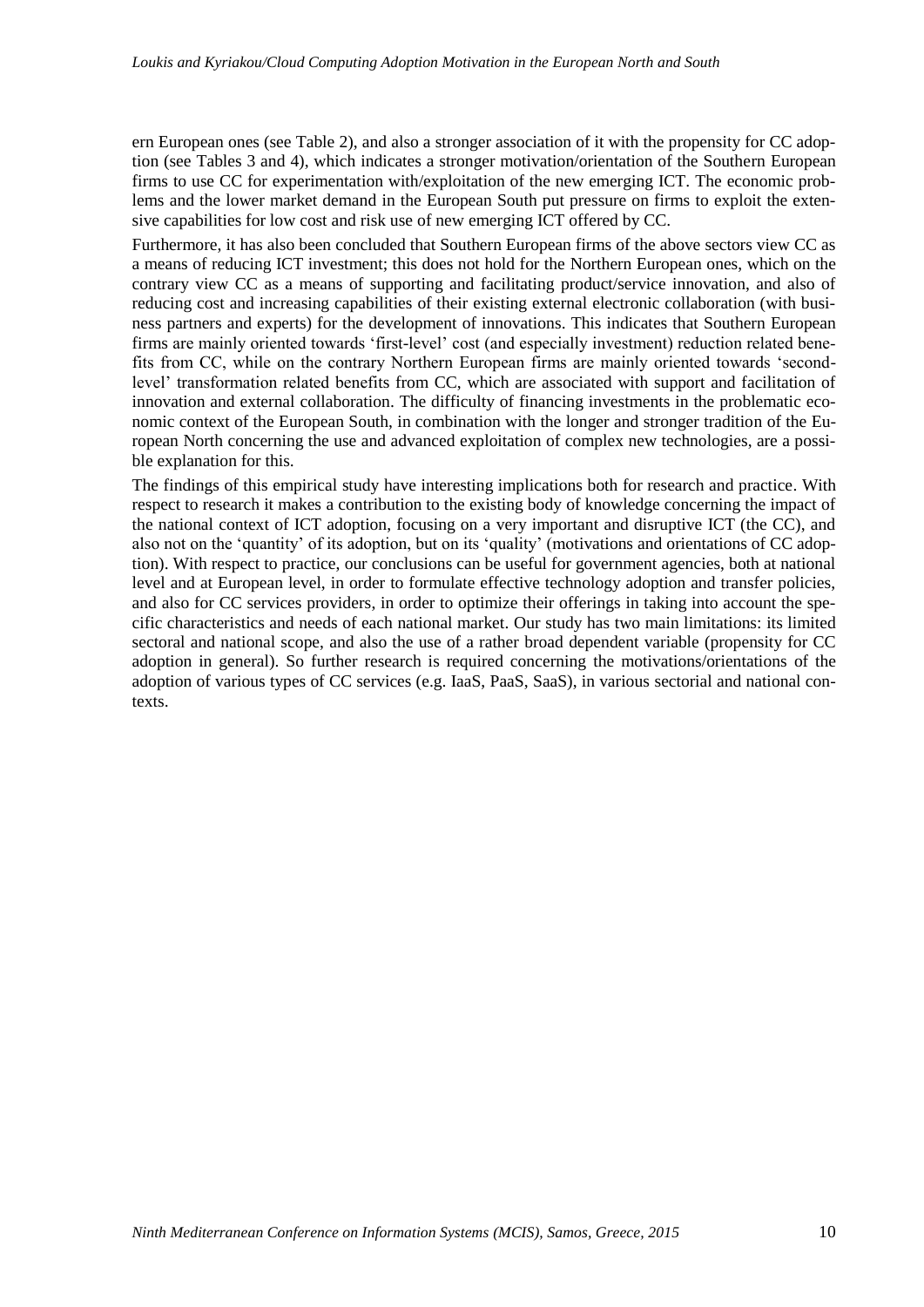ern European ones (see Table 2), and also a stronger association of it with the propensity for CC adoption (see Tables 3 and 4), which indicates a stronger motivation/orientation of the Southern European firms to use CC for experimentation with/exploitation of the new emerging ICT. The economic problems and the lower market demand in the European South put pressure on firms to exploit the extensive capabilities for low cost and risk use of new emerging ICT offered by CC.

Furthermore, it has also been concluded that Southern European firms of the above sectors view CC as a means of reducing ICT investment; this does not hold for the Northern European ones, which on the contrary view CC as a means of supporting and facilitating product/service innovation, and also of reducing cost and increasing capabilities of their existing external electronic collaboration (with business partners and experts) for the development of innovations. This indicates that Southern European firms are mainly oriented towards 'first-level' cost (and especially investment) reduction related benefits from CC, while on the contrary Northern European firms are mainly oriented towards 'second-level' transformation related benefits from CC, which are associated with support and facilitation of innovation and external collaboration. The difficulty of financing investments in the problematic economic context of the European South, in combination with the longer and stronger tradition of the European North concerning the use and advanced exploitation of complex new technologies, are a possible explanation for this.

The findings of this empirical study have interesting implications both for research and practice. With respect to research it makes a contribution to the existing body of knowledge concerning the impact of the national context of ICT adoption, focusing on a very important and disruptive ICT (the CC), and also not on the 'quantity' of its adoption, but on its 'quality' (motivations and orientations of CC adoption). With respect to practice, our conclusions can be useful for government agencies, both at national level and at European level, in order to formulate effective technology adoption and transfer policies, and also for CC services providers, in order to optimize their offerings in taking into account the specific characteristics and needs of each national market. Our study has two main limitations: its limited sectoral and national scope, and also the use of a rather broad dependent variable (propensity for CC adoption in general). So further research is required concerning the motivations/orientations of the adoption of various types of CC services (e.g. IaaS, PaaS, SaaS), in various sectorial and national contexts.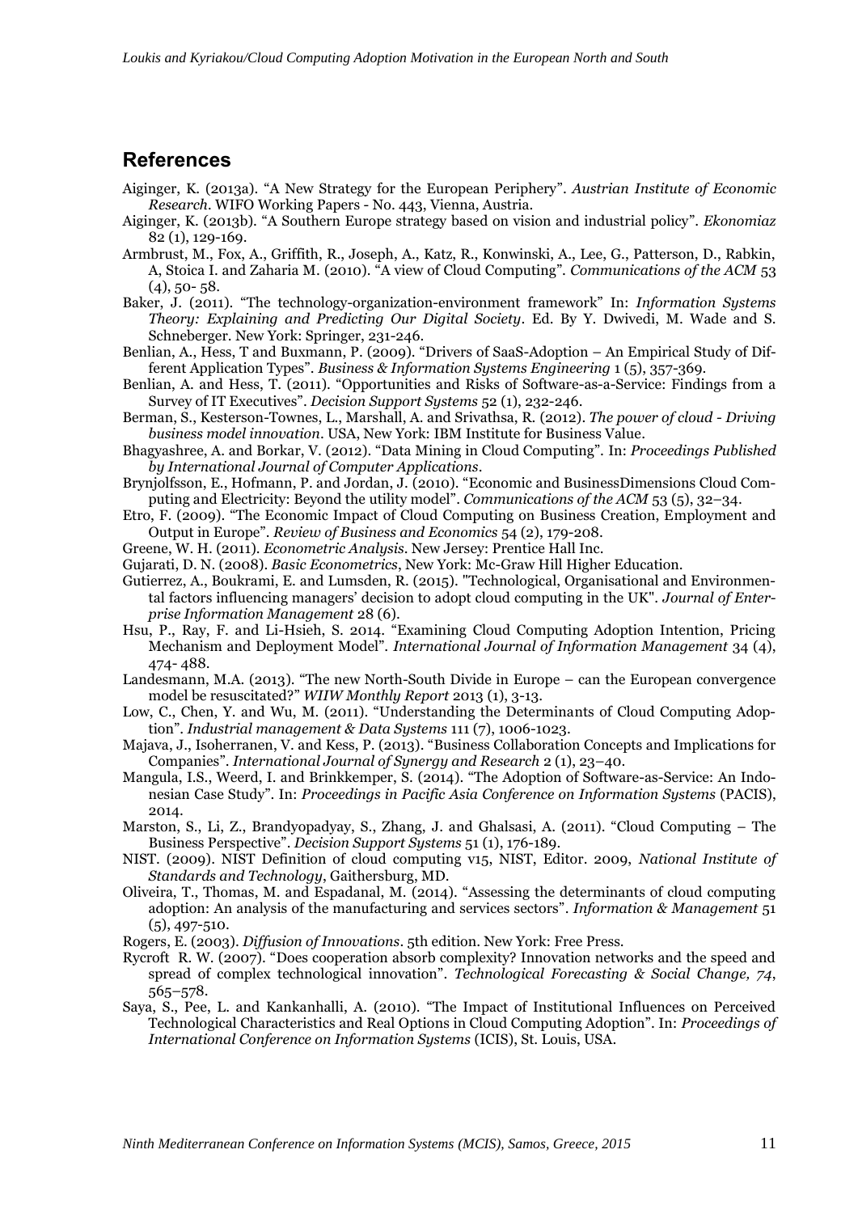## References

Aiginger, K. (2013a). "A New Strategy for the European Periphery". *Austrian Institute of Economic Research*. WIFO Working Papers - No. 443, Vienna, Austria.

Aiginger, K. (2013b). "A Southern Europe strategy based on vision and industrial policy". *Ekonomiaz* 82 (1), 129-169.

Armbrust, M., Fox, A., Griffith, R., Joseph, A., Katz, R., Konwinski, A., Lee, G., Patterson, D., Rabkin, A, Stoica I. and Zaharia M. (2010). "A view of Cloud Computing". *Communications of the ACM* 53 (4), 50- 58.

Baker, J. (2011). "The technology-organization-environment framework" In: *Information Systems Theory: Explaining and Predicting Our Digital Society*. Ed. By Y. Dwivedi, M. Wade and S. Schneberger. New York: Springer, 231-246.

Benlian, A., Hess, T and Buxmann, P. (2009). "Drivers of SaaS-Adoption – An Empirical Study of Different Application Types". *Business & Information Systems Engineering* 1 (5), 357-369.

Benlian, A. and Hess, T. (2011). "Opportunities and Risks of Software-as-a-Service: Findings from a Survey of IT Executives". *Decision Support Systems* 52 (1), 232-246.

Berman, S., Kesterson-Townes, L., Marshall, A. and Srivathsa, R. (2012). *The power of cloud - Driving business model innovation*. USA, New York: IBM Institute for Business Value.

Bhagyashree, A. and Borkar, V. (2012). "Data Mining in Cloud Computing". In: *Proceedings Published by International Journal of Computer Applications*.

Brynjolfsson, E., Hofmann, P. and Jordan, J. (2010). "Economic and BusinessDimensions Cloud Computing and Electricity: Beyond the utility model". *Communications of the ACM* 53 (5), 32–34.

Etro, F. (2009). "The Economic Impact of Cloud Computing on Business Creation, Employment and Output in Europe". *Review of Business and Economics* 54 (2), 179-208.

Greene, W. H. (2011). *Econometric Analysis*. New Jersey: Prentice Hall Inc.

Gujarati, D. N. (2008). *Basic Econometrics*, New York: Mc-Graw Hill Higher Education.

Gutierrez, A., Boukrami, E. and Lumsden, R. (2015). "Technological, Organisational and Environmental factors influencing managers' decision to adopt cloud computing in the UK". *Journal of Enterprise Information Management* 28 (6).

Hsu, P., Ray, F. and Li-Hsieh, S. 2014. "Examining Cloud Computing Adoption Intention, Pricing Mechanism and Deployment Model". *International Journal of Information Management* 34 (4), 474- 488.

Landesmann, M.A. (2013). "The new North-South Divide in Europe – can the European convergence model be resuscitated?" *WIIW Monthly Report* 2013 (1), 3-13.

Low, C., Chen, Y. and Wu, M. (2011). "Understanding the Determinants of Cloud Computing Adoption". *Industrial management & Data Systems* 111 (7), 1006-1023.

Majava, J., Isoherranen, V. and Kess, P. (2013). "Business Collaboration Concepts and Implications for Companies". *International Journal of Synergy and Research* 2 (1), 23–40.

Mangula, I.S., Weerd, I. and Brinkkemper, S. (2014). "The Adoption of Software-as-Service: An Indonesian Case Study". In: *Proceedings in Pacific Asia Conference on Information Systems* (PACIS), 2014.

Marston, S., Li, Z., Brandyopadyay, S., Zhang, J. and Ghalsasi, A. (2011). "Cloud Computing – The Business Perspective". *Decision Support Systems* 51 (1), 176-189.

NIST. (2009). NIST Definition of cloud computing v15, NIST, Editor. 2009, *National Institute of Standards and Technology*, Gaithersburg, MD.

Oliveira, T., Thomas, M. and Espadanal, M. (2014). "Assessing the determinants of cloud computing adoption: An analysis of the manufacturing and services sectors". *Information & Management* 51 (5), 497-510.

Rogers, E. (2003). *Diffusion of Innovations*. 5th edition. New York: Free Press.

Rycroft R. W. (2007). "Does cooperation absorb complexity? Innovation networks and the speed and spread of complex technological innovation". *Technological Forecasting & Social Change, 74*, 565–578.

Saya, S., Pee, L. and Kankanhalli, A. (2010). "The Impact of Institutional Influences on Perceived Technological Characteristics and Real Options in Cloud Computing Adoption". In: *Proceedings of International Conference on Information Systems* (ICIS), St. Louis, USA.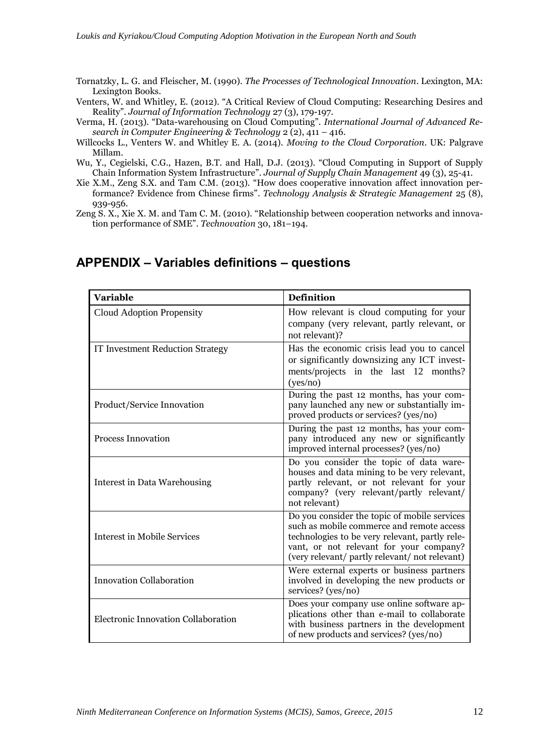Tornatzky, L. G. and Fleischer, M. (1990). *The Processes of Technological Innovation*. Lexington, MA: Lexington Books.

Venters, W. and Whitley, E. (2012). "A Critical Review of Cloud Computing: Researching Desires and Reality". *Journal of Information Technology* 27 (3), 179-197.

Verma, H. (2013). "Data-warehousing on Cloud Computing". *International Journal of Advanced Research in Computer Engineering & Technology* 2 (2), 411 – 416.

Willcocks L., Venters W. and Whitley E. A. (2014). *Moving to the Cloud Corporation*. UK: Palgrave Millam.

Wu, Y., Cegielski, C.G., Hazen, B.T. and Hall, D.J. (2013). "Cloud Computing in Support of Supply Chain Information System Infrastructure". *Journal of Supply Chain Management* 49 (3), 25-41.

Xie X.M., Zeng S.X. and Tam C.M. (2013). "How does cooperative innovation affect innovation performance? Evidence from Chinese firms". *Technology Analysis & Strategic Management* 25 (8), 939-956.

Zeng S. X., Xie X. M. and Tam C. M. (2010). "Relationship between cooperation networks and innovation performance of SME". *Technovation* 30, 181–194.

## APPENDIX – Variables definitions – questions

| Variable | Definition |
|---|---|
| Cloud Adoption Propensity | How relevant is cloud computing for your company (very relevant, partly relevant, or not relevant)? |
| IT Investment Reduction Strategy | Has the economic crisis lead you to cancel or significantly downsizing any ICT investments/projects in the last 12 months? (yes/no) |
| Product/Service Innovation | During the past 12 months, has your company launched any new or substantially improved products or services? (yes/no) |
| Process Innovation | During the past 12 months, has your company introduced any new or significantly improved internal processes? (yes/no) |
| Interest in Data Warehousing | Do you consider the topic of data warehouses and data mining to be very relevant, partly relevant, or not relevant for your company? (very relevant/partly relevant/ not relevant) |
| Interest in Mobile Services | Do you consider the topic of mobile services such as mobile commerce and remote access technologies to be very relevant, partly relevant, or not relevant for your company? (very relevant/ partly relevant/ not relevant) |
| Innovation Collaboration | Were external experts or business partners involved in developing the new products or services? (yes/no) |
| Electronic Innovation Collaboration | Does your company use online software applications other than e-mail to collaborate with business partners in the development of new products and services? (yes/no) |